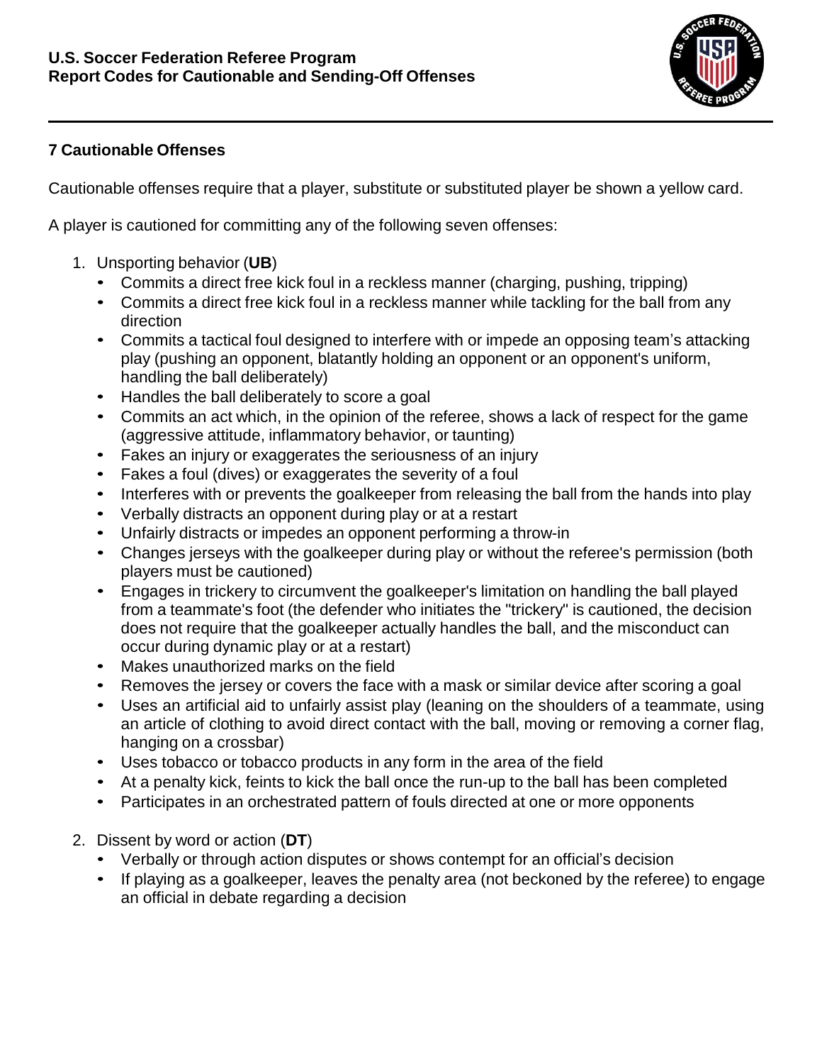**U.S. Soccer Federation Referee Program**
**Report Codes for Cautionable and Sending-Off Offenses**

## 7 Cautionable Offenses

Cautionable offenses require that a player, substitute or substituted player be shown a yellow card.

A player is cautioned for committing any of the following seven offenses:

1. Unsporting behavior (**UB**)
   - Commits a direct free kick foul in a reckless manner (charging, pushing, tripping)
   - Commits a direct free kick foul in a reckless manner while tackling for the ball from any direction
   - Commits a tactical foul designed to interfere with or impede an opposing team's attacking play (pushing an opponent, blatantly holding an opponent or an opponent's uniform, handling the ball deliberately)
   - Handles the ball deliberately to score a goal
   - Commits an act which, in the opinion of the referee, shows a lack of respect for the game (aggressive attitude, inflammatory behavior, or taunting)
   - Fakes an injury or exaggerates the seriousness of an injury
   - Fakes a foul (dives) or exaggerates the severity of a foul
   - Interferes with or prevents the goalkeeper from releasing the ball from the hands into play
   - Verbally distracts an opponent during play or at a restart
   - Unfairly distracts or impedes an opponent performing a throw-in
   - Changes jerseys with the goalkeeper during play or without the referee's permission (both players must be cautioned)
   - Engages in trickery to circumvent the goalkeeper's limitation on handling the ball played from a teammate's foot (the defender who initiates the "trickery" is cautioned, the decision does not require that the goalkeeper actually handles the ball, and the misconduct can occur during dynamic play or at a restart)
   - Makes unauthorized marks on the field
   - Removes the jersey or covers the face with a mask or similar device after scoring a goal
   - Uses an artificial aid to unfairly assist play (leaning on the shoulders of a teammate, using an article of clothing to avoid direct contact with the ball, moving or removing a corner flag, hanging on a crossbar)
   - Uses tobacco or tobacco products in any form in the area of the field
   - At a penalty kick, feints to kick the ball once the run-up to the ball has been completed
   - Participates in an orchestrated pattern of fouls directed at one or more opponents
2. Dissent by word or action (**DT**)
   - Verbally or through action disputes or shows contempt for an official's decision
   - If playing as a goalkeeper, leaves the penalty area (not beckoned by the referee) to engage an official in debate regarding a decision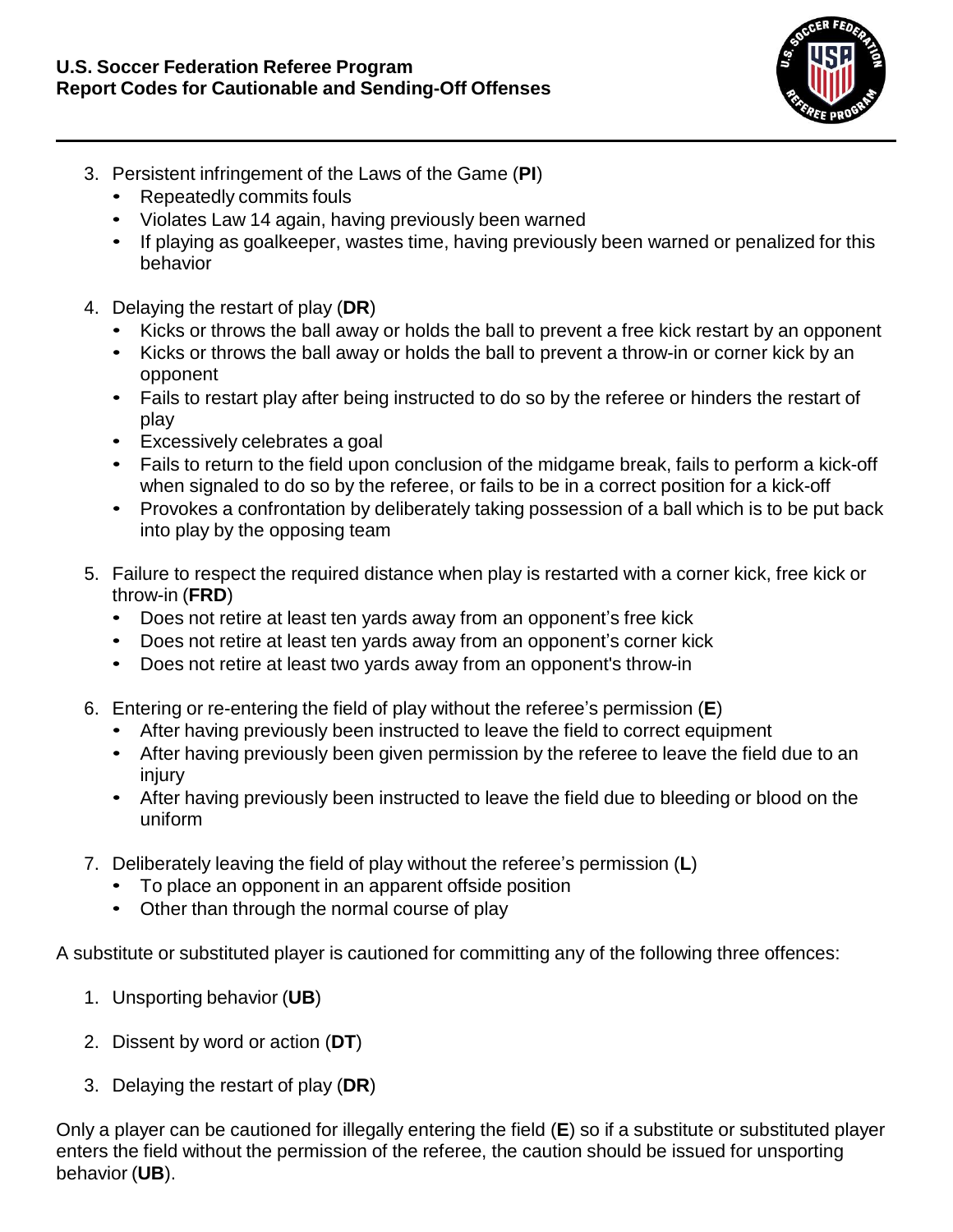3. Persistent infringement of the Laws of the Game (**PI**)
   - Repeatedly commits fouls
   - Violates Law 14 again, having previously been warned
   - If playing as goalkeeper, wastes time, having previously been warned or penalized for this behavior

4. Delaying the restart of play (**DR**)
   - Kicks or throws the ball away or holds the ball to prevent a free kick restart by an opponent
   - Kicks or throws the ball away or holds the ball to prevent a throw-in or corner kick by an opponent
   - Fails to restart play after being instructed to do so by the referee or hinders the restart of play
   - Excessively celebrates a goal
   - Fails to return to the field upon conclusion of the midgame break, fails to perform a kick-off when signaled to do so by the referee, or fails to be in a correct position for a kick-off
   - Provokes a confrontation by deliberately taking possession of a ball which is to be put back into play by the opposing team

5. Failure to respect the required distance when play is restarted with a corner kick, free kick or throw-in (**FRD**)
   - Does not retire at least ten yards away from an opponent's free kick
   - Does not retire at least ten yards away from an opponent's corner kick
   - Does not retire at least two yards away from an opponent's throw-in

6. Entering or re-entering the field of play without the referee's permission (**E**)
   - After having previously been instructed to leave the field to correct equipment
   - After having previously been given permission by the referee to leave the field due to an injury
   - After having previously been instructed to leave the field due to bleeding or blood on the uniform

7. Deliberately leaving the field of play without the referee's permission (**L**)
   - To place an opponent in an apparent offside position
   - Other than through the normal course of play

A substitute or substituted player is cautioned for committing any of the following three offences:

1. Unsporting behavior (**UB**)

2. Dissent by word or action (**DT**)

3. Delaying the restart of play (**DR**)

Only a player can be cautioned for illegally entering the field (**E**) so if a substitute or substituted player enters the field without the permission of the referee, the caution should be issued for unsporting behavior (**UB**).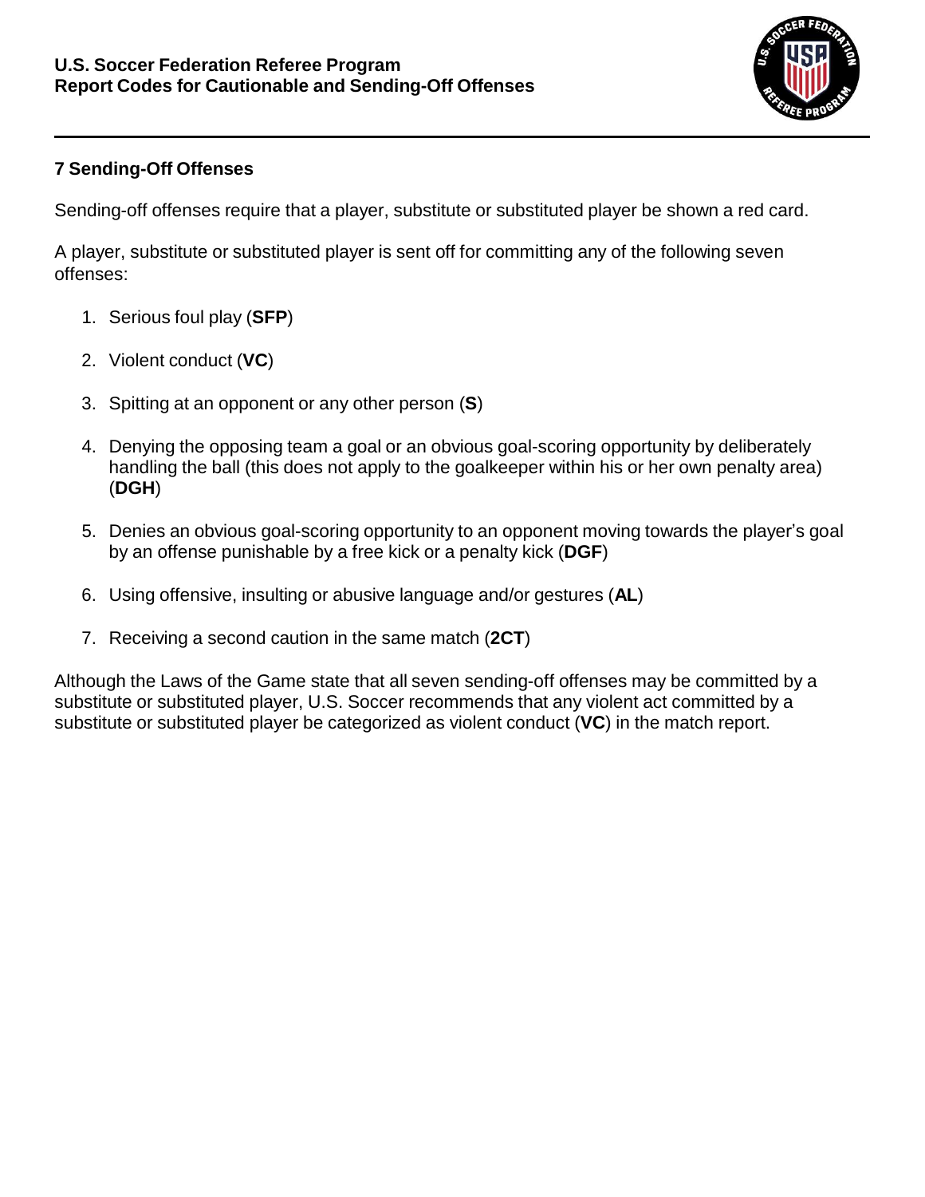## 7 Sending-Off Offenses

Sending-off offenses require that a player, substitute or substituted player be shown a red card.

A player, substitute or substituted player is sent off for committing any of the following seven offenses:

1. Serious foul play (**SFP**)
2. Violent conduct (**VC**)
3. Spitting at an opponent or any other person (**S**)
4. Denying the opposing team a goal or an obvious goal-scoring opportunity by deliberately handling the ball (this does not apply to the goalkeeper within his or her own penalty area) (**DGH**)
5. Denies an obvious goal-scoring opportunity to an opponent moving towards the player's goal by an offense punishable by a free kick or a penalty kick (**DGF**)
6. Using offensive, insulting or abusive language and/or gestures (**AL**)
7. Receiving a second caution in the same match (**2CT**)

Although the Laws of the Game state that all seven sending-off offenses may be committed by a substitute or substituted player, U.S. Soccer recommends that any violent act committed by a substitute or substituted player be categorized as violent conduct (**VC**) in the match report.